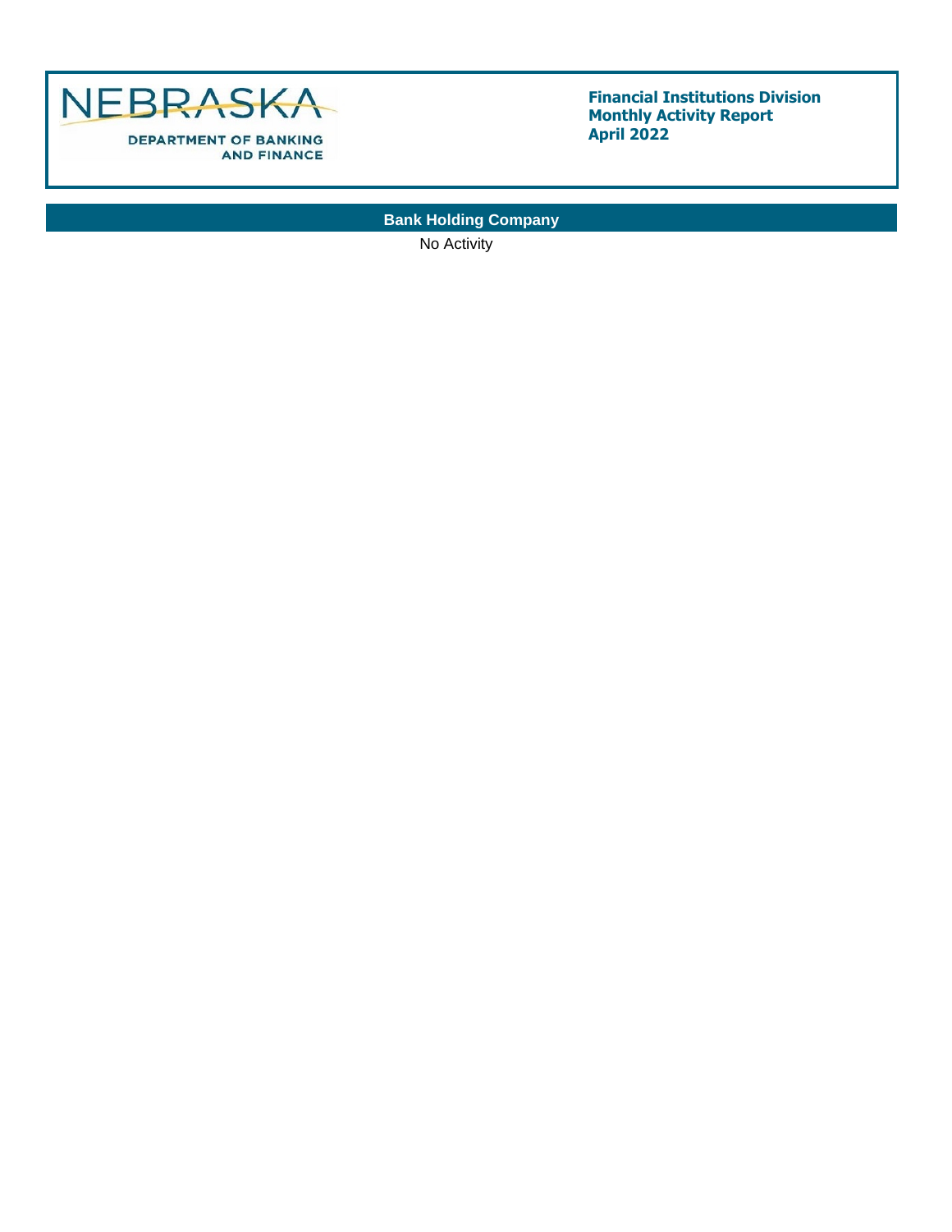NEBRASKA

DEPARTMENT OF BANKING AND FINANCE

**Financial Institutions Division**
**Monthly Activity Report**
**April 2022**

## Bank Holding Company

No Activity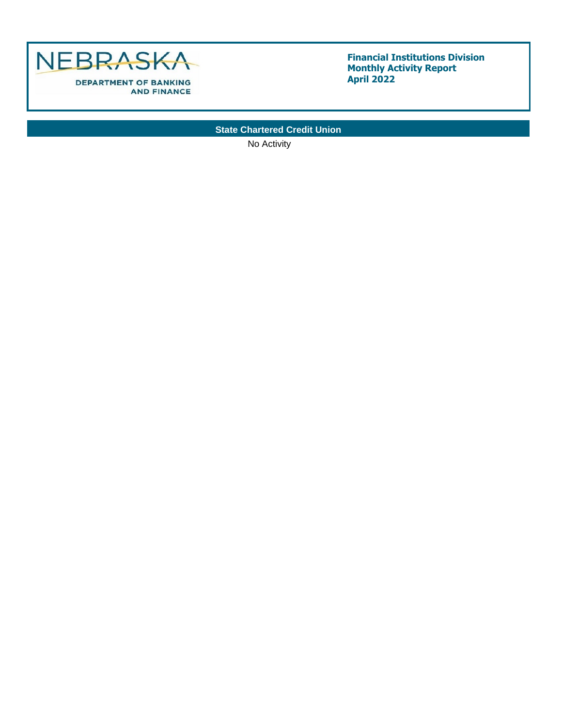NEBRASKA
DEPARTMENT OF BANKING AND FINANCE

**Financial Institutions Division**
**Monthly Activity Report**
**April 2022**

## State Chartered Credit Union

No Activity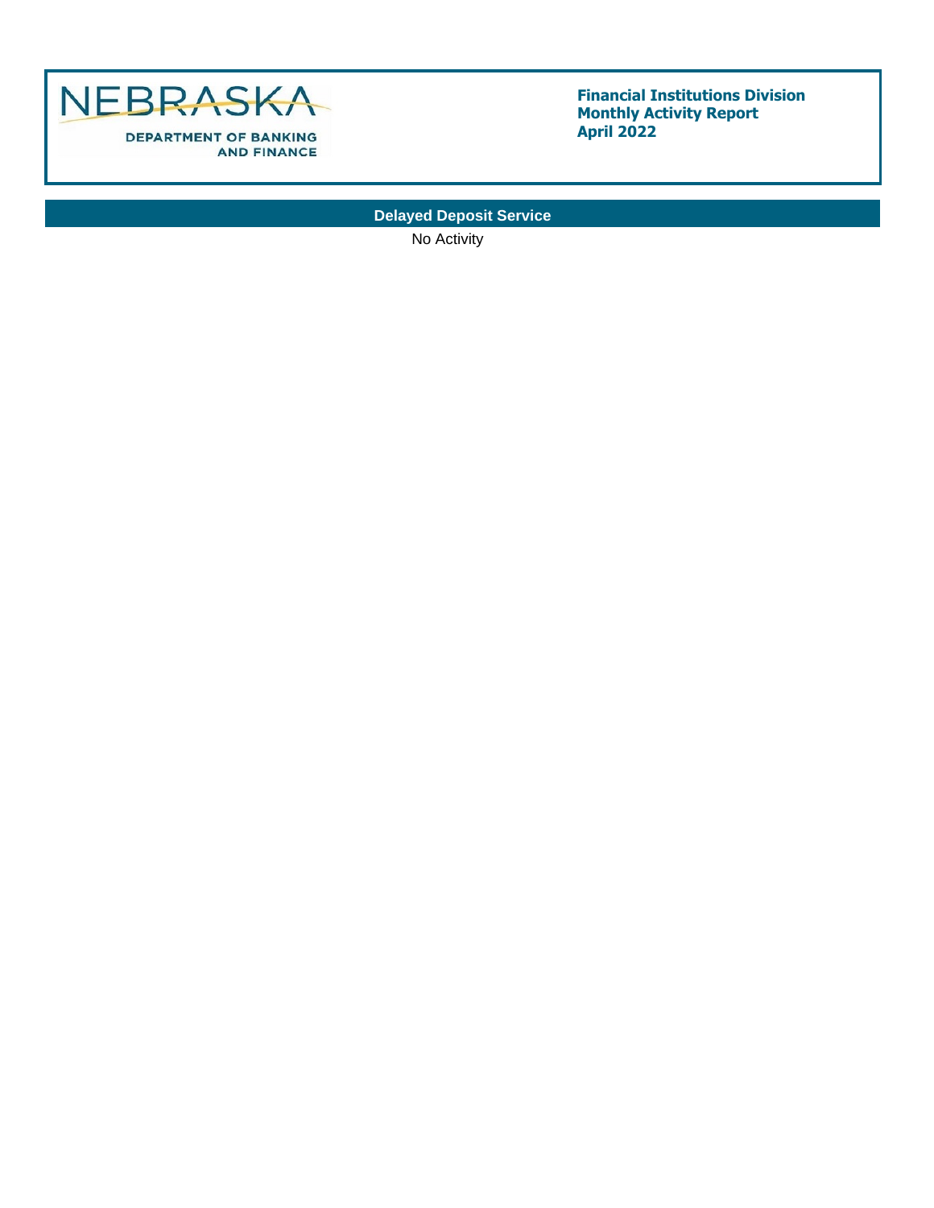NEBRASKA
DEPARTMENT OF BANKING AND FINANCE

**Financial Institutions Division**
**Monthly Activity Report**
**April 2022**

## Delayed Deposit Service

No Activity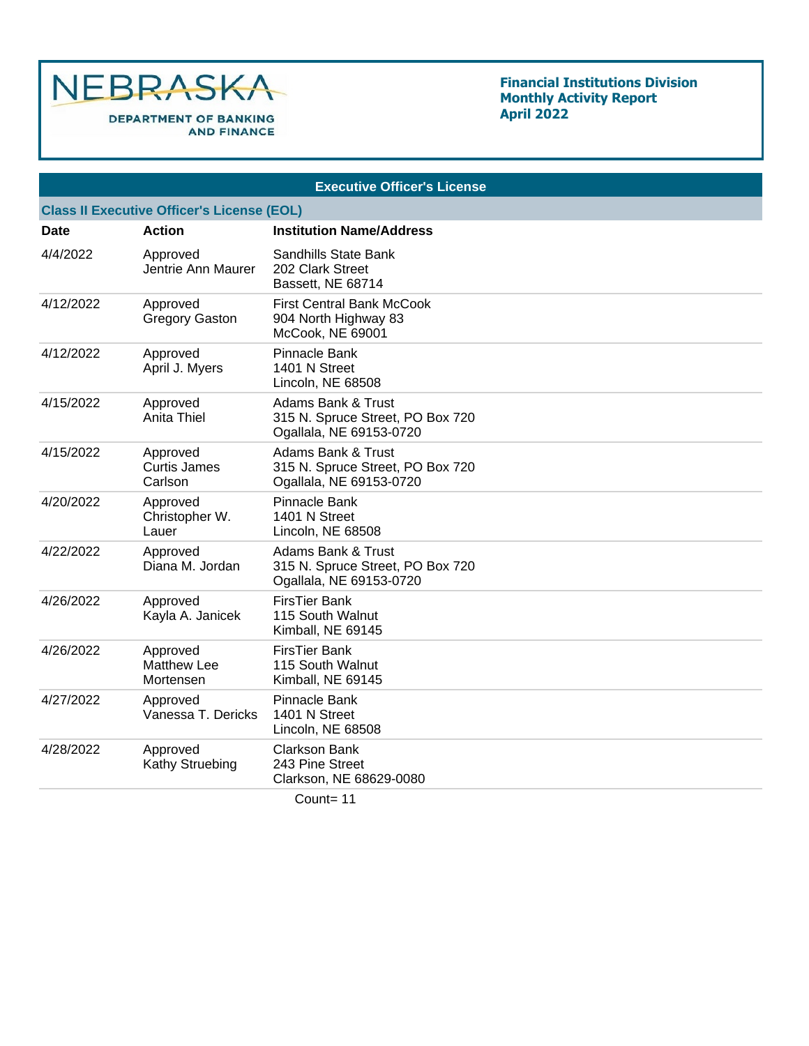# Financial Institutions Division
## Monthly Activity Report
## April 2022

## Executive Officer's License

### Class II Executive Officer's License (EOL)

| Date | Action | Institution Name/Address |
|---|---|---|
| 4/4/2022 | Approved<br>Jentrie Ann Maurer | Sandhills State Bank<br>202 Clark Street<br>Bassett, NE 68714 |
| 4/12/2022 | Approved<br>Gregory Gaston | First Central Bank McCook<br>904 North Highway 83<br>McCook, NE 69001 |
| 4/12/2022 | Approved<br>April J. Myers | Pinnacle Bank<br>1401 N Street<br>Lincoln, NE 68508 |
| 4/15/2022 | Approved<br>Anita Thiel | Adams Bank & Trust<br>315 N. Spruce Street, PO Box 720<br>Ogallala, NE 69153-0720 |
| 4/15/2022 | Approved<br>Curtis James Carlson | Adams Bank & Trust<br>315 N. Spruce Street, PO Box 720<br>Ogallala, NE 69153-0720 |
| 4/20/2022 | Approved<br>Christopher W. Lauer | Pinnacle Bank<br>1401 N Street<br>Lincoln, NE 68508 |
| 4/22/2022 | Approved<br>Diana M. Jordan | Adams Bank & Trust<br>315 N. Spruce Street, PO Box 720<br>Ogallala, NE 69153-0720 |
| 4/26/2022 | Approved<br>Kayla A. Janicek | FirsTier Bank<br>115 South Walnut<br>Kimball, NE 69145 |
| 4/26/2022 | Approved<br>Matthew Lee Mortensen | FirsTier Bank<br>115 South Walnut<br>Kimball, NE 69145 |
| 4/27/2022 | Approved<br>Vanessa T. Dericks | Pinnacle Bank<br>1401 N Street<br>Lincoln, NE 68508 |
| 4/28/2022 | Approved<br>Kathy Struebing | Clarkson Bank<br>243 Pine Street<br>Clarkson, NE 68629-0080 |

Count= 11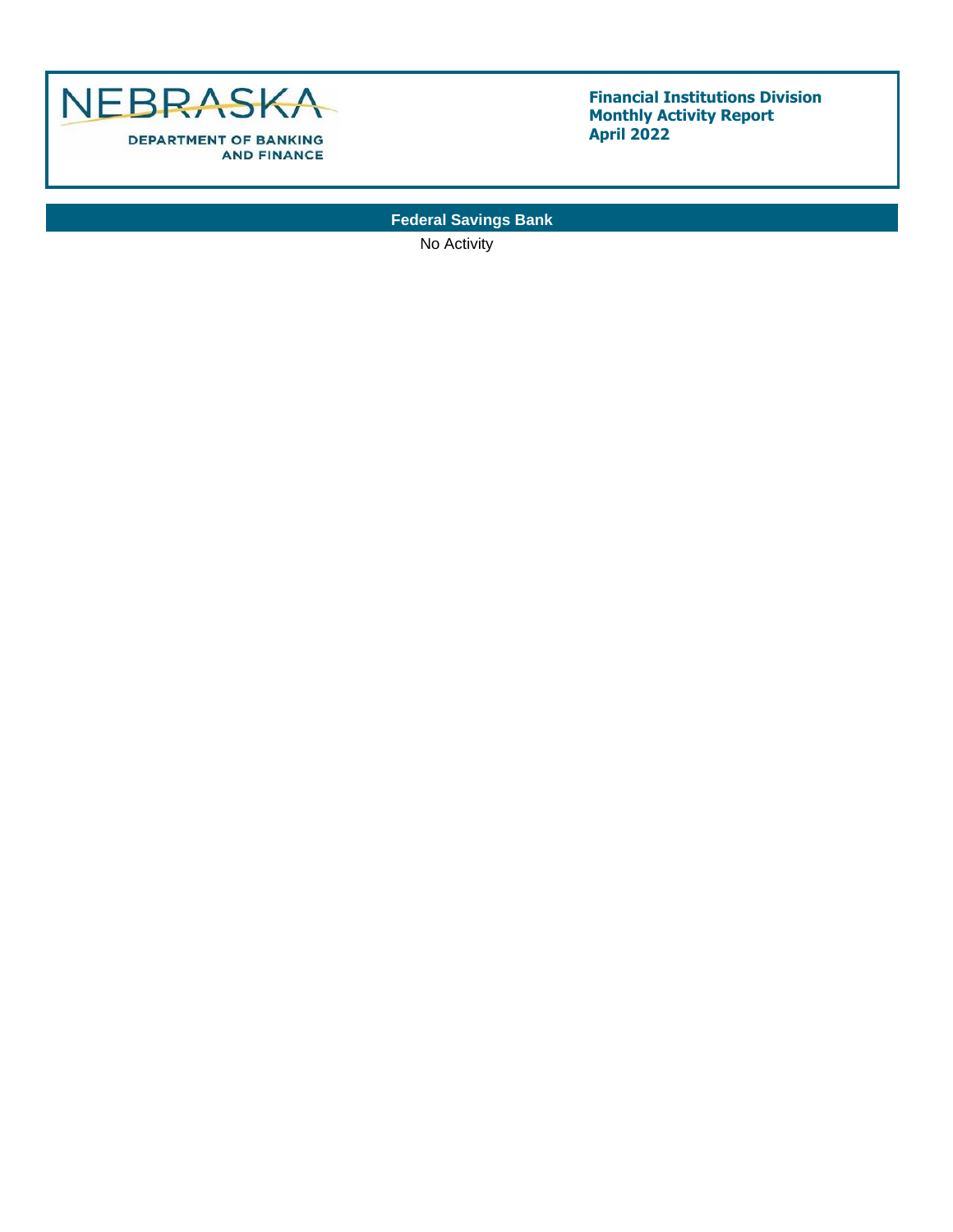NEBRASKA
DEPARTMENT OF BANKING AND FINANCE

**Financial Institutions Division**
**Monthly Activity Report**
**April 2022**

## Federal Savings Bank

No Activity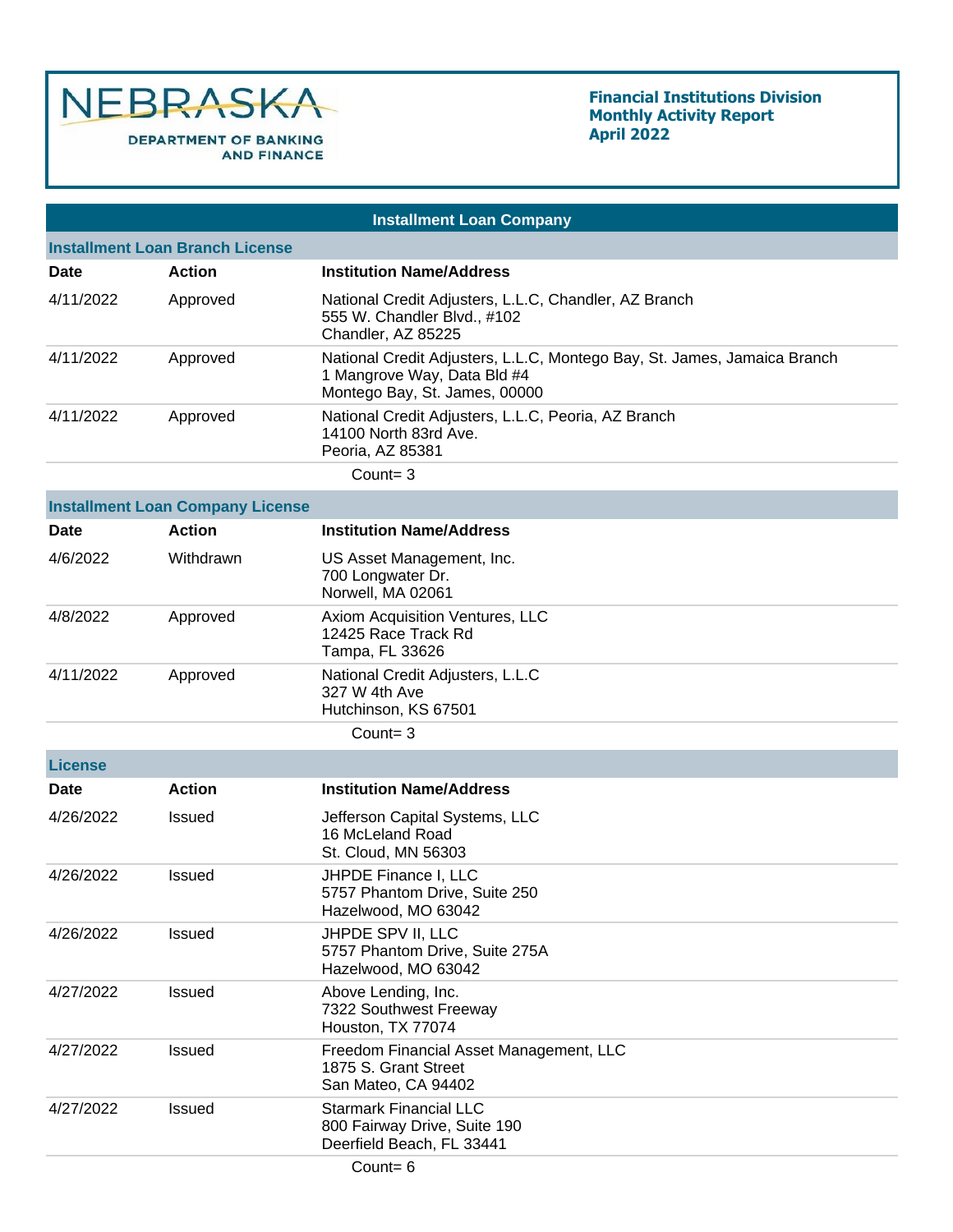NEBRASKA
DEPARTMENT OF BANKING AND FINANCE

**Financial Institutions Division**
**Monthly Activity Report**
**April 2022**

## Installment Loan Company

### Installment Loan Branch License

| Date | Action | Institution Name/Address |
|---|---|---|
| 4/11/2022 | Approved | National Credit Adjusters, L.L.C, Chandler, AZ Branch<br>555 W. Chandler Blvd., #102<br>Chandler, AZ 85225 |
| 4/11/2022 | Approved | National Credit Adjusters, L.L.C, Montego Bay, St. James, Jamaica Branch<br>1 Mangrove Way, Data Bld #4<br>Montego Bay, St. James, 00000 |
| 4/11/2022 | Approved | National Credit Adjusters, L.L.C, Peoria, AZ Branch<br>14100 North 83rd Ave.<br>Peoria, AZ 85381 |

Count= 3

### Installment Loan Company License

| Date | Action | Institution Name/Address |
|---|---|---|
| 4/6/2022 | Withdrawn | US Asset Management, Inc.<br>700 Longwater Dr.<br>Norwell, MA 02061 |
| 4/8/2022 | Approved | Axiom Acquisition Ventures, LLC<br>12425 Race Track Rd<br>Tampa, FL 33626 |
| 4/11/2022 | Approved | National Credit Adjusters, L.L.C<br>327 W 4th Ave<br>Hutchinson, KS 67501 |

Count= 3

### License

| Date | Action | Institution Name/Address |
|---|---|---|
| 4/26/2022 | Issued | Jefferson Capital Systems, LLC<br>16 McLeland Road<br>St. Cloud, MN 56303 |
| 4/26/2022 | Issued | JHPDE Finance I, LLC<br>5757 Phantom Drive, Suite 250<br>Hazelwood, MO 63042 |
| 4/26/2022 | Issued | JHPDE SPV II, LLC<br>5757 Phantom Drive, Suite 275A<br>Hazelwood, MO 63042 |
| 4/27/2022 | Issued | Above Lending, Inc.<br>7322 Southwest Freeway<br>Houston, TX 77074 |
| 4/27/2022 | Issued | Freedom Financial Asset Management, LLC<br>1875 S. Grant Street<br>San Mateo, CA 94402 |
| 4/27/2022 | Issued | Starmark Financial LLC<br>800 Fairway Drive, Suite 190<br>Deerfield Beach, FL 33441 |

Count= 6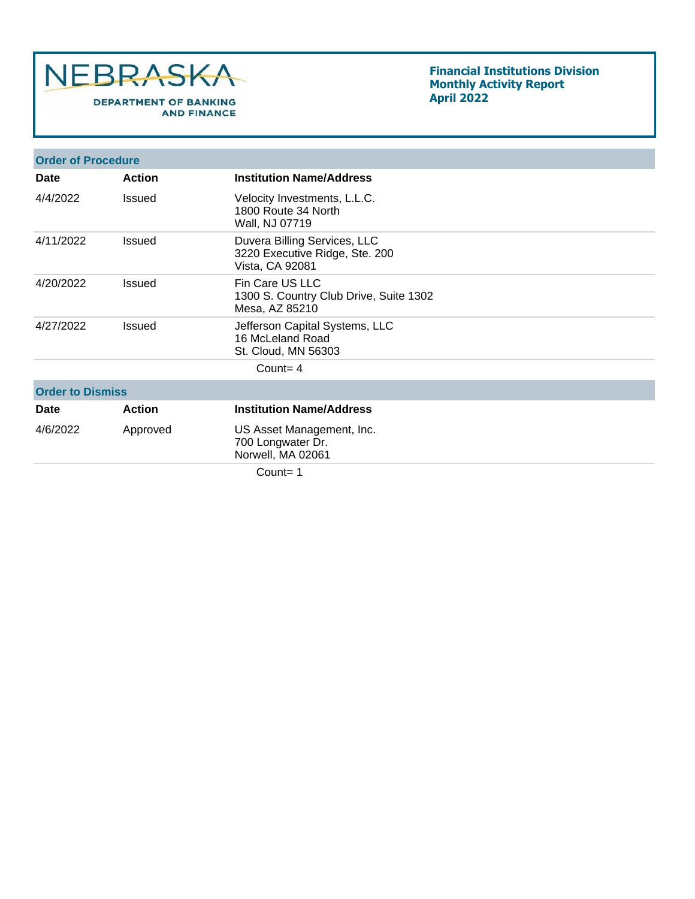NEBRASKA DEPARTMENT OF BANKING AND FINANCE

**Financial Institutions Division**
**Monthly Activity Report**
**April 2022**

## Order of Procedure

| Date | Action | Institution Name/Address |
|---|---|---|
| 4/4/2022 | Issued | Velocity Investments, L.L.C.<br>1800 Route 34 North<br>Wall, NJ 07719 |
| 4/11/2022 | Issued | Duvera Billing Services, LLC<br>3220 Executive Ridge, Ste. 200<br>Vista, CA 92081 |
| 4/20/2022 | Issued | Fin Care US LLC<br>1300 S. Country Club Drive, Suite 1302<br>Mesa, AZ 85210 |
| 4/27/2022 | Issued | Jefferson Capital Systems, LLC<br>16 McLeland Road<br>St. Cloud, MN 56303 |

Count= 4

## Order to Dismiss

| Date | Action | Institution Name/Address |
|---|---|---|
| 4/6/2022 | Approved | US Asset Management, Inc.<br>700 Longwater Dr.<br>Norwell, MA 02061 |

Count= 1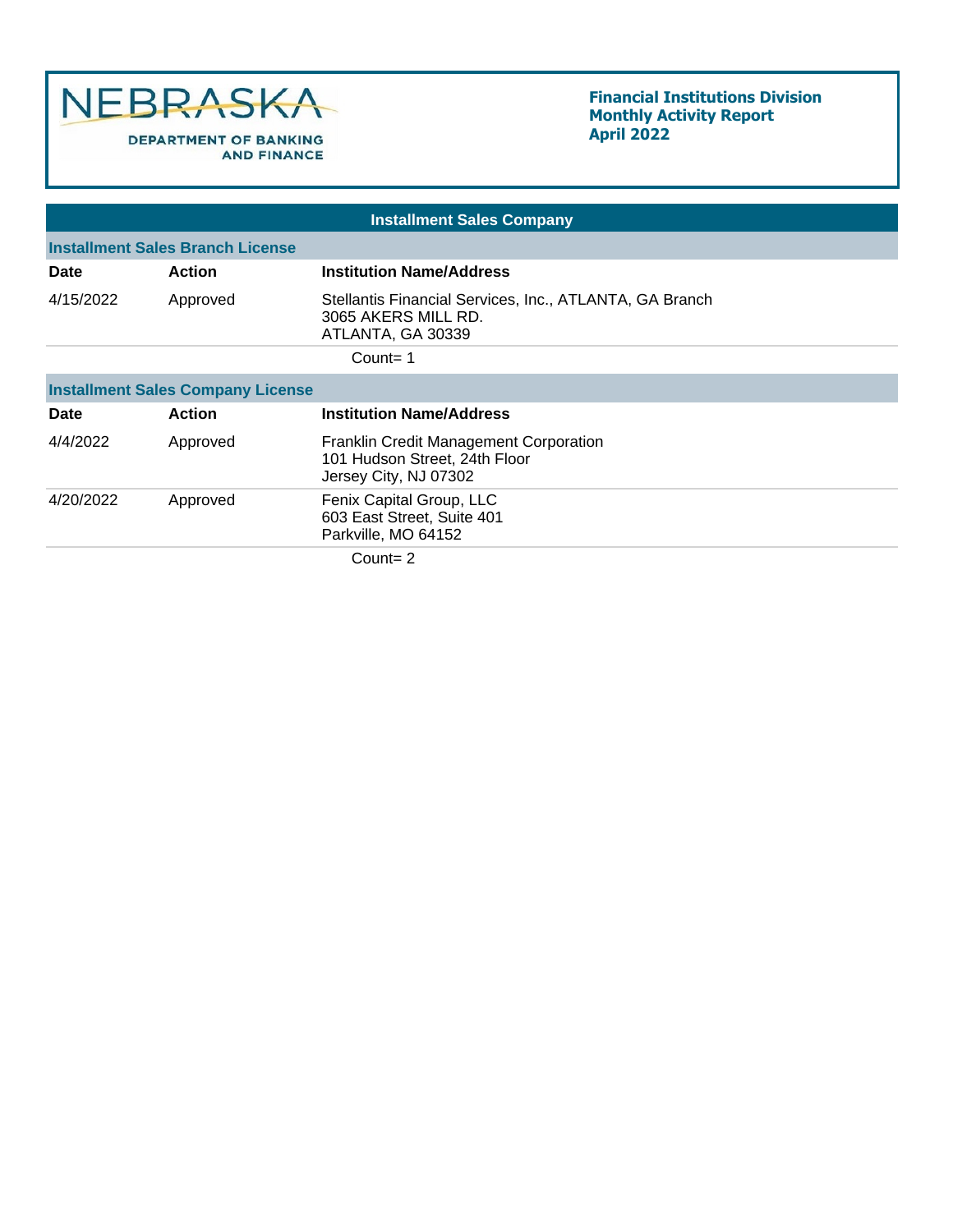NEBRASKA DEPARTMENT OF BANKING AND FINANCE

**Financial Institutions Division**
**Monthly Activity Report**
**April 2022**

## Installment Sales Company

### Installment Sales Branch License

| Date | Action | Institution Name/Address |
|---|---|---|
| 4/15/2022 | Approved | Stellantis Financial Services, Inc., ATLANTA, GA Branch<br>3065 AKERS MILL RD.<br>ATLANTA, GA 30339 |

Count= 1

### Installment Sales Company License

| Date | Action | Institution Name/Address |
|---|---|---|
| 4/4/2022 | Approved | Franklin Credit Management Corporation<br>101 Hudson Street, 24th Floor<br>Jersey City, NJ 07302 |
| 4/20/2022 | Approved | Fenix Capital Group, LLC<br>603 East Street, Suite 401<br>Parkville, MO 64152 |

Count= 2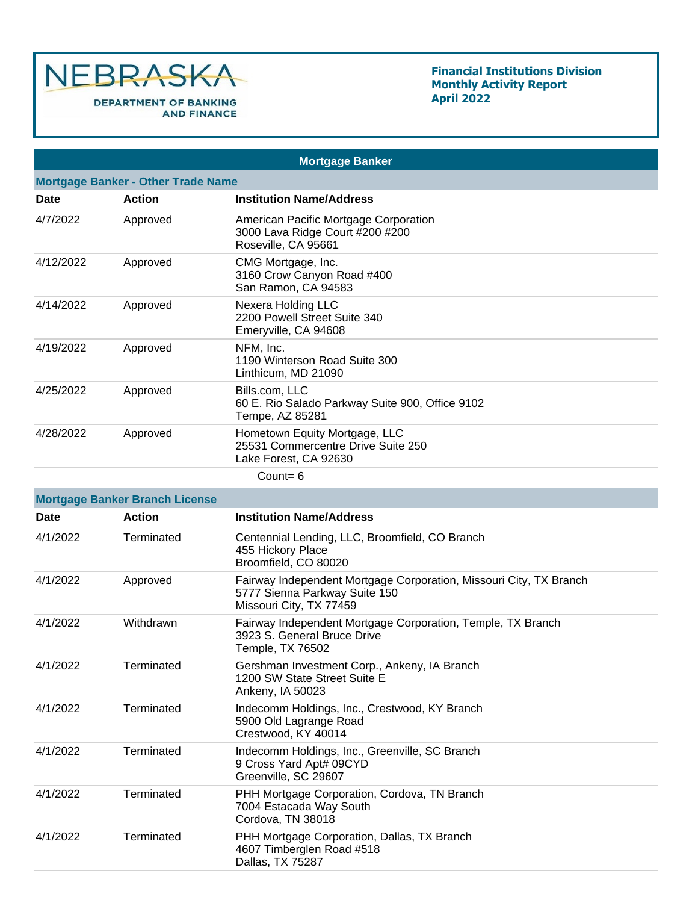NEBRASKA DEPARTMENT OF BANKING AND FINANCE

**Financial Institutions Division**
**Monthly Activity Report**
**April 2022**

## Mortgage Banker

### Mortgage Banker - Other Trade Name

| Date | Action | Institution Name/Address |
|---|---|---|
| 4/7/2022 | Approved | American Pacific Mortgage Corporation<br>3000 Lava Ridge Court #200 #200<br>Roseville, CA 95661 |
| 4/12/2022 | Approved | CMG Mortgage, Inc.<br>3160 Crow Canyon Road #400<br>San Ramon, CA 94583 |
| 4/14/2022 | Approved | Nexera Holding LLC<br>2200 Powell Street Suite 340<br>Emeryville, CA 94608 |
| 4/19/2022 | Approved | NFM, Inc.<br>1190 Winterson Road Suite 300<br>Linthicum, MD 21090 |
| 4/25/2022 | Approved | Bills.com, LLC<br>60 E. Rio Salado Parkway Suite 900, Office 9102<br>Tempe, AZ 85281 |
| 4/28/2022 | Approved | Hometown Equity Mortgage, LLC<br>25531 Commercentre Drive Suite 250<br>Lake Forest, CA 92630 |

Count= 6

### Mortgage Banker Branch License

| Date | Action | Institution Name/Address |
|---|---|---|
| 4/1/2022 | Terminated | Centennial Lending, LLC, Broomfield, CO Branch<br>455 Hickory Place<br>Broomfield, CO 80020 |
| 4/1/2022 | Approved | Fairway Independent Mortgage Corporation, Missouri City, TX Branch<br>5777 Sienna Parkway Suite 150<br>Missouri City, TX 77459 |
| 4/1/2022 | Withdrawn | Fairway Independent Mortgage Corporation, Temple, TX Branch<br>3923 S. General Bruce Drive<br>Temple, TX 76502 |
| 4/1/2022 | Terminated | Gershman Investment Corp., Ankeny, IA Branch<br>1200 SW State Street Suite E<br>Ankeny, IA 50023 |
| 4/1/2022 | Terminated | Indecomm Holdings, Inc., Crestwood, KY Branch<br>5900 Old Lagrange Road<br>Crestwood, KY 40014 |
| 4/1/2022 | Terminated | Indecomm Holdings, Inc., Greenville, SC Branch<br>9 Cross Yard Apt# 09CYD<br>Greenville, SC 29607 |
| 4/1/2022 | Terminated | PHH Mortgage Corporation, Cordova, TN Branch<br>7004 Estacada Way South<br>Cordova, TN 38018 |
| 4/1/2022 | Terminated | PHH Mortgage Corporation, Dallas, TX Branch<br>4607 Timberglen Road #518<br>Dallas, TX 75287 |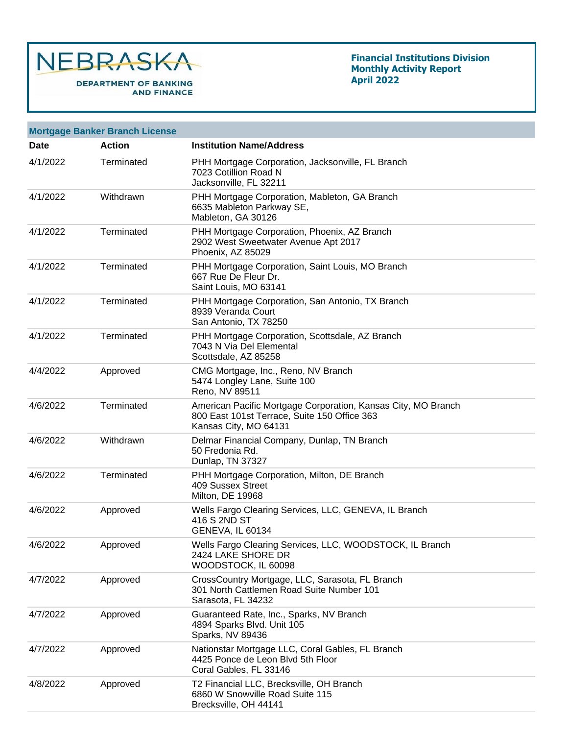## Mortgage Banker Branch License

| Date | Action | Institution Name/Address |
|---|---|---|
| 4/1/2022 | Terminated | PHH Mortgage Corporation, Jacksonville, FL Branch<br>7023 Cotillion Road N<br>Jacksonville, FL 32211 |
| 4/1/2022 | Withdrawn | PHH Mortgage Corporation, Mableton, GA Branch<br>6635 Mableton Parkway SE,<br>Mableton, GA 30126 |
| 4/1/2022 | Terminated | PHH Mortgage Corporation, Phoenix, AZ Branch<br>2902 West Sweetwater Avenue Apt 2017<br>Phoenix, AZ 85029 |
| 4/1/2022 | Terminated | PHH Mortgage Corporation, Saint Louis, MO Branch<br>667 Rue De Fleur Dr.<br>Saint Louis, MO 63141 |
| 4/1/2022 | Terminated | PHH Mortgage Corporation, San Antonio, TX Branch<br>8939 Veranda Court<br>San Antonio, TX 78250 |
| 4/1/2022 | Terminated | PHH Mortgage Corporation, Scottsdale, AZ Branch<br>7043 N Via Del Elemental<br>Scottsdale, AZ 85258 |
| 4/4/2022 | Approved | CMG Mortgage, Inc., Reno, NV Branch<br>5474 Longley Lane, Suite 100<br>Reno, NV 89511 |
| 4/6/2022 | Terminated | American Pacific Mortgage Corporation, Kansas City, MO Branch<br>800 East 101st Terrace, Suite 150 Office 363<br>Kansas City, MO 64131 |
| 4/6/2022 | Withdrawn | Delmar Financial Company, Dunlap, TN Branch<br>50 Fredonia Rd.<br>Dunlap, TN 37327 |
| 4/6/2022 | Terminated | PHH Mortgage Corporation, Milton, DE Branch<br>409 Sussex Street<br>Milton, DE 19968 |
| 4/6/2022 | Approved | Wells Fargo Clearing Services, LLC, GENEVA, IL Branch<br>416 S 2ND ST<br>GENEVA, IL 60134 |
| 4/6/2022 | Approved | Wells Fargo Clearing Services, LLC, WOODSTOCK, IL Branch<br>2424 LAKE SHORE DR<br>WOODSTOCK, IL 60098 |
| 4/7/2022 | Approved | CrossCountry Mortgage, LLC, Sarasota, FL Branch<br>301 North Cattlemen Road Suite Number 101<br>Sarasota, FL 34232 |
| 4/7/2022 | Approved | Guaranteed Rate, Inc., Sparks, NV Branch<br>4894 Sparks Blvd. Unit 105<br>Sparks, NV 89436 |
| 4/7/2022 | Approved | Nationstar Mortgage LLC, Coral Gables, FL Branch<br>4425 Ponce de Leon Blvd 5th Floor<br>Coral Gables, FL 33146 |
| 4/8/2022 | Approved | T2 Financial LLC, Brecksville, OH Branch<br>6860 W Snowville Road Suite 115<br>Brecksville, OH 44141 |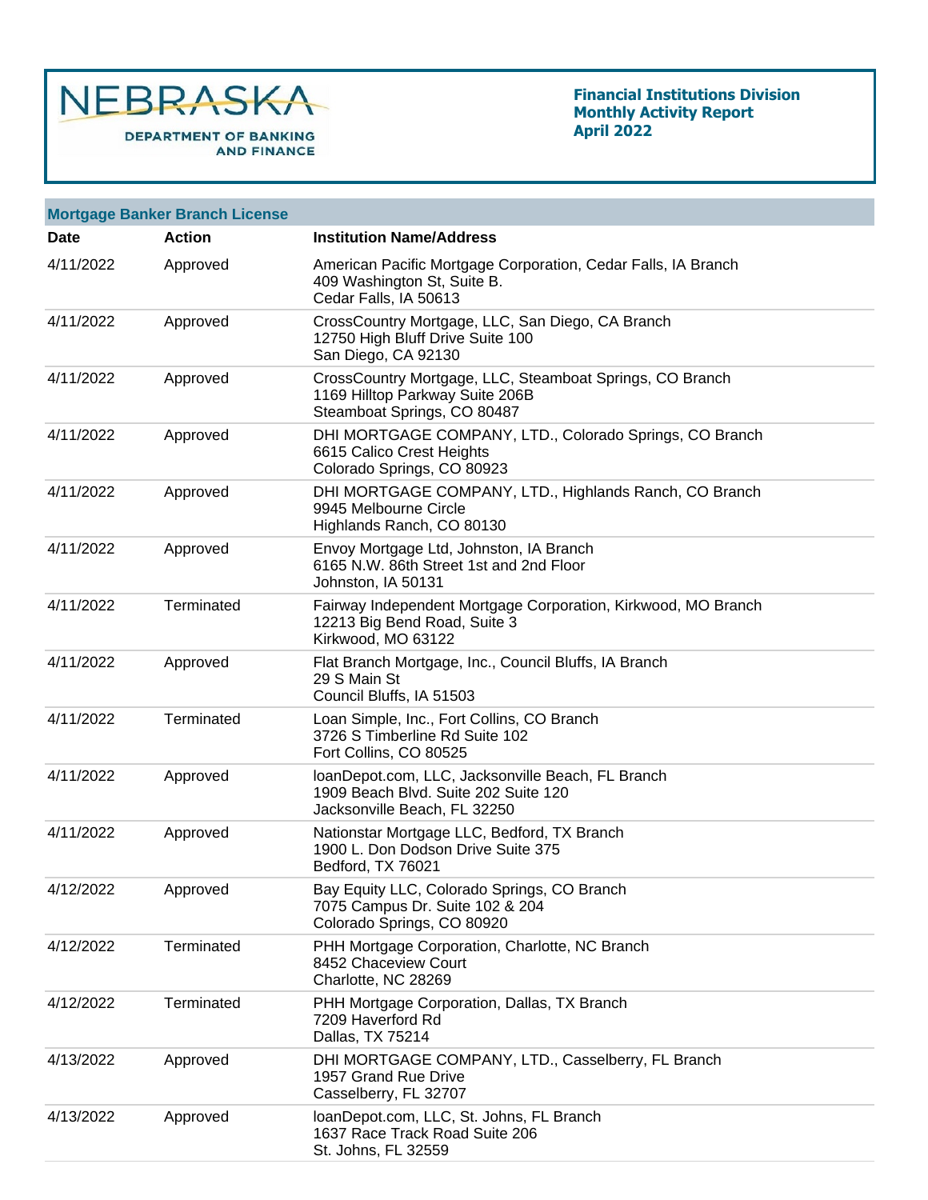**Financial Institutions Division**
**Monthly Activity Report**
**April 2022**

## Mortgage Banker Branch License

| Date | Action | Institution Name/Address |
|---|---|---|
| 4/11/2022 | Approved | American Pacific Mortgage Corporation, Cedar Falls, IA Branch<br>409 Washington St, Suite B.<br>Cedar Falls, IA 50613 |
| 4/11/2022 | Approved | CrossCountry Mortgage, LLC, San Diego, CA Branch<br>12750 High Bluff Drive Suite 100<br>San Diego, CA 92130 |
| 4/11/2022 | Approved | CrossCountry Mortgage, LLC, Steamboat Springs, CO Branch<br>1169 Hilltop Parkway Suite 206B<br>Steamboat Springs, CO 80487 |
| 4/11/2022 | Approved | DHI MORTGAGE COMPANY, LTD., Colorado Springs, CO Branch<br>6615 Calico Crest Heights<br>Colorado Springs, CO 80923 |
| 4/11/2022 | Approved | DHI MORTGAGE COMPANY, LTD., Highlands Ranch, CO Branch<br>9945 Melbourne Circle<br>Highlands Ranch, CO 80130 |
| 4/11/2022 | Approved | Envoy Mortgage Ltd, Johnston, IA Branch<br>6165 N.W. 86th Street 1st and 2nd Floor<br>Johnston, IA 50131 |
| 4/11/2022 | Terminated | Fairway Independent Mortgage Corporation, Kirkwood, MO Branch<br>12213 Big Bend Road, Suite 3<br>Kirkwood, MO 63122 |
| 4/11/2022 | Approved | Flat Branch Mortgage, Inc., Council Bluffs, IA Branch<br>29 S Main St<br>Council Bluffs, IA 51503 |
| 4/11/2022 | Terminated | Loan Simple, Inc., Fort Collins, CO Branch<br>3726 S Timberline Rd Suite 102<br>Fort Collins, CO 80525 |
| 4/11/2022 | Approved | loanDepot.com, LLC, Jacksonville Beach, FL Branch<br>1909 Beach Blvd. Suite 202 Suite 120<br>Jacksonville Beach, FL 32250 |
| 4/11/2022 | Approved | Nationstar Mortgage LLC, Bedford, TX Branch<br>1900 L. Don Dodson Drive Suite 375<br>Bedford, TX 76021 |
| 4/12/2022 | Approved | Bay Equity LLC, Colorado Springs, CO Branch<br>7075 Campus Dr. Suite 102 & 204<br>Colorado Springs, CO 80920 |
| 4/12/2022 | Terminated | PHH Mortgage Corporation, Charlotte, NC Branch<br>8452 Chaceview Court<br>Charlotte, NC 28269 |
| 4/12/2022 | Terminated | PHH Mortgage Corporation, Dallas, TX Branch<br>7209 Haverford Rd<br>Dallas, TX 75214 |
| 4/13/2022 | Approved | DHI MORTGAGE COMPANY, LTD., Casselberry, FL Branch<br>1957 Grand Rue Drive<br>Casselberry, FL 32707 |
| 4/13/2022 | Approved | loanDepot.com, LLC, St. Johns, FL Branch<br>1637 Race Track Road Suite 206<br>St. Johns, FL 32559 |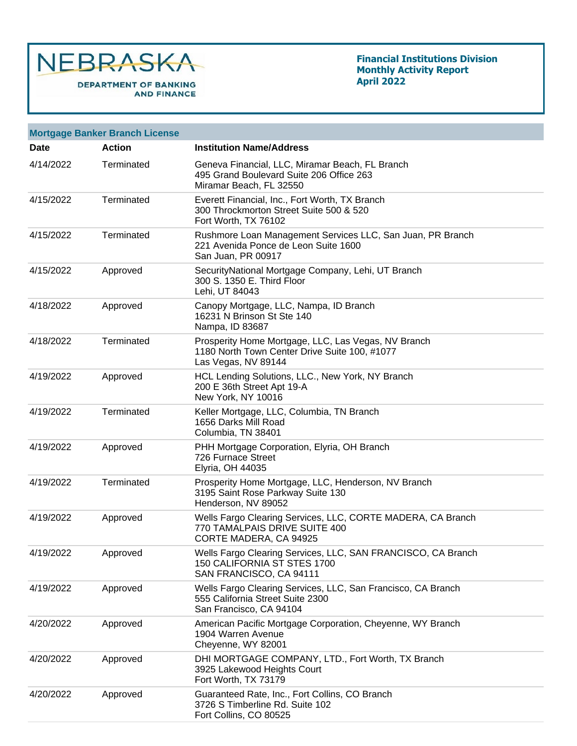NEBRASKA DEPARTMENT OF BANKING AND FINANCE

**Financial Institutions Division**
**Monthly Activity Report**
**April 2022**

## Mortgage Banker Branch License

| Date | Action | Institution Name/Address |
|---|---|---|
| 4/14/2022 | Terminated | Geneva Financial, LLC, Miramar Beach, FL Branch<br>495 Grand Boulevard Suite 206 Office 263<br>Miramar Beach, FL 32550 |
| 4/15/2022 | Terminated | Everett Financial, Inc., Fort Worth, TX Branch<br>300 Throckmorton Street Suite 500 & 520<br>Fort Worth, TX 76102 |
| 4/15/2022 | Terminated | Rushmore Loan Management Services LLC, San Juan, PR Branch<br>221 Avenida Ponce de Leon Suite 1600<br>San Juan, PR 00917 |
| 4/15/2022 | Approved | SecurityNational Mortgage Company, Lehi, UT Branch<br>300 S. 1350 E. Third Floor<br>Lehi, UT 84043 |
| 4/18/2022 | Approved | Canopy Mortgage, LLC, Nampa, ID Branch<br>16231 N Brinson St Ste 140<br>Nampa, ID 83687 |
| 4/18/2022 | Terminated | Prosperity Home Mortgage, LLC, Las Vegas, NV Branch<br>1180 North Town Center Drive Suite 100, #1077<br>Las Vegas, NV 89144 |
| 4/19/2022 | Approved | HCL Lending Solutions, LLC., New York, NY Branch<br>200 E 36th Street Apt 19-A<br>New York, NY 10016 |
| 4/19/2022 | Terminated | Keller Mortgage, LLC, Columbia, TN Branch<br>1656 Darks Mill Road<br>Columbia, TN 38401 |
| 4/19/2022 | Approved | PHH Mortgage Corporation, Elyria, OH Branch<br>726 Furnace Street<br>Elyria, OH 44035 |
| 4/19/2022 | Terminated | Prosperity Home Mortgage, LLC, Henderson, NV Branch<br>3195 Saint Rose Parkway Suite 130<br>Henderson, NV 89052 |
| 4/19/2022 | Approved | Wells Fargo Clearing Services, LLC, CORTE MADERA, CA Branch<br>770 TAMALPAIS DRIVE SUITE 400<br>CORTE MADERA, CA 94925 |
| 4/19/2022 | Approved | Wells Fargo Clearing Services, LLC, SAN FRANCISCO, CA Branch<br>150 CALIFORNIA ST STES 1700<br>SAN FRANCISCO, CA 94111 |
| 4/19/2022 | Approved | Wells Fargo Clearing Services, LLC, San Francisco, CA Branch<br>555 California Street Suite 2300<br>San Francisco, CA 94104 |
| 4/20/2022 | Approved | American Pacific Mortgage Corporation, Cheyenne, WY Branch<br>1904 Warren Avenue<br>Cheyenne, WY 82001 |
| 4/20/2022 | Approved | DHI MORTGAGE COMPANY, LTD., Fort Worth, TX Branch<br>3925 Lakewood Heights Court<br>Fort Worth, TX 73179 |
| 4/20/2022 | Approved | Guaranteed Rate, Inc., Fort Collins, CO Branch<br>3726 S Timberline Rd. Suite 102<br>Fort Collins, CO 80525 |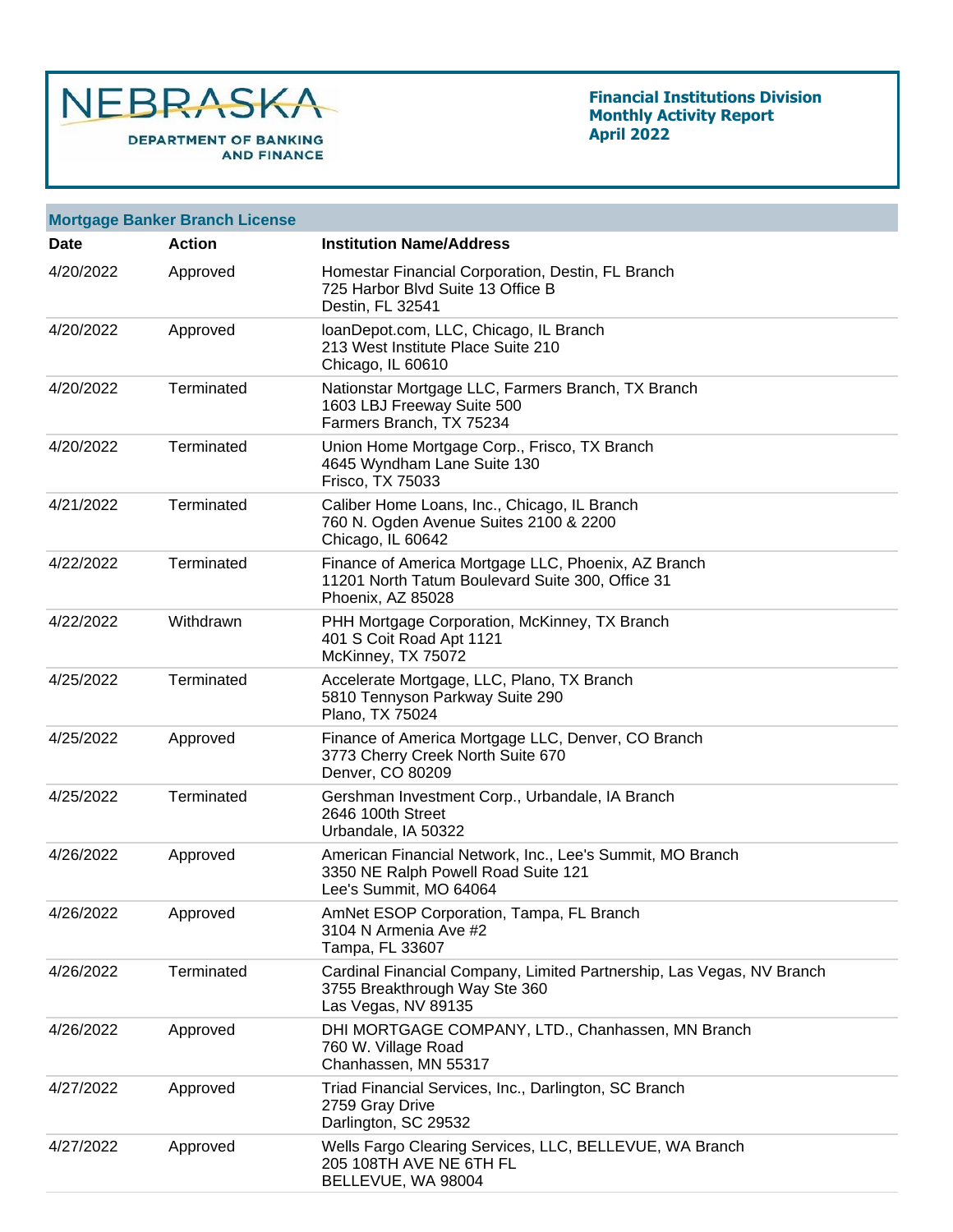NEBRASKA
DEPARTMENT OF BANKING AND FINANCE

**Financial Institutions Division**
**Monthly Activity Report**
**April 2022**

## Mortgage Banker Branch License

| Date | Action | Institution Name/Address |
|---|---|---|
| 4/20/2022 | Approved | Homestar Financial Corporation, Destin, FL Branch<br>725 Harbor Blvd Suite 13 Office B<br>Destin, FL 32541 |
| 4/20/2022 | Approved | loanDepot.com, LLC, Chicago, IL Branch<br>213 West Institute Place Suite 210<br>Chicago, IL 60610 |
| 4/20/2022 | Terminated | Nationstar Mortgage LLC, Farmers Branch, TX Branch<br>1603 LBJ Freeway Suite 500<br>Farmers Branch, TX 75234 |
| 4/20/2022 | Terminated | Union Home Mortgage Corp., Frisco, TX Branch<br>4645 Wyndham Lane Suite 130<br>Frisco, TX 75033 |
| 4/21/2022 | Terminated | Caliber Home Loans, Inc., Chicago, IL Branch<br>760 N. Ogden Avenue Suites 2100 & 2200<br>Chicago, IL 60642 |
| 4/22/2022 | Terminated | Finance of America Mortgage LLC, Phoenix, AZ Branch<br>11201 North Tatum Boulevard Suite 300, Office 31<br>Phoenix, AZ 85028 |
| 4/22/2022 | Withdrawn | PHH Mortgage Corporation, McKinney, TX Branch<br>401 S Coit Road Apt 1121<br>McKinney, TX 75072 |
| 4/25/2022 | Terminated | Accelerate Mortgage, LLC, Plano, TX Branch<br>5810 Tennyson Parkway Suite 290<br>Plano, TX 75024 |
| 4/25/2022 | Approved | Finance of America Mortgage LLC, Denver, CO Branch<br>3773 Cherry Creek North Suite 670<br>Denver, CO 80209 |
| 4/25/2022 | Terminated | Gershman Investment Corp., Urbandale, IA Branch<br>2646 100th Street<br>Urbandale, IA 50322 |
| 4/26/2022 | Approved | American Financial Network, Inc., Lee's Summit, MO Branch<br>3350 NE Ralph Powell Road Suite 121<br>Lee's Summit, MO 64064 |
| 4/26/2022 | Approved | AmNet ESOP Corporation, Tampa, FL Branch<br>3104 N Armenia Ave #2<br>Tampa, FL 33607 |
| 4/26/2022 | Terminated | Cardinal Financial Company, Limited Partnership, Las Vegas, NV Branch<br>3755 Breakthrough Way Ste 360<br>Las Vegas, NV 89135 |
| 4/26/2022 | Approved | DHI MORTGAGE COMPANY, LTD., Chanhassen, MN Branch<br>760 W. Village Road<br>Chanhassen, MN 55317 |
| 4/27/2022 | Approved | Triad Financial Services, Inc., Darlington, SC Branch<br>2759 Gray Drive<br>Darlington, SC 29532 |
| 4/27/2022 | Approved | Wells Fargo Clearing Services, LLC, BELLEVUE, WA Branch<br>205 108TH AVE NE 6TH FL<br>BELLEVUE, WA 98004 |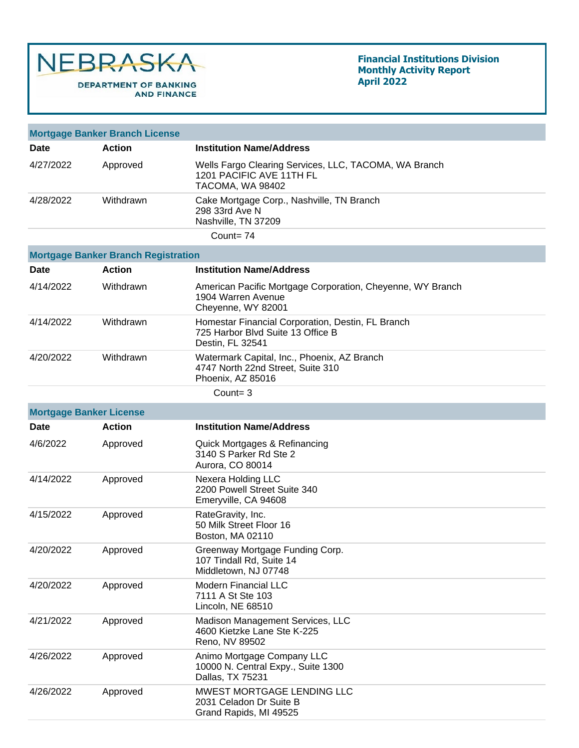**NEBRASKA DEPARTMENT OF BANKING AND FINANCE**

**Financial Institutions Division**
**Monthly Activity Report**
**April 2022**

## Mortgage Banker Branch License

| Date | Action | Institution Name/Address |
|---|---|---|
| 4/27/2022 | Approved | Wells Fargo Clearing Services, LLC, TACOMA, WA Branch<br>1201 PACIFIC AVE 11TH FL<br>TACOMA, WA 98402 |
| 4/28/2022 | Withdrawn | Cake Mortgage Corp., Nashville, TN Branch<br>298 33rd Ave N<br>Nashville, TN 37209 |

Count= 74

## Mortgage Banker Branch Registration

| Date | Action | Institution Name/Address |
|---|---|---|
| 4/14/2022 | Withdrawn | American Pacific Mortgage Corporation, Cheyenne, WY Branch<br>1904 Warren Avenue<br>Cheyenne, WY 82001 |
| 4/14/2022 | Withdrawn | Homestar Financial Corporation, Destin, FL Branch<br>725 Harbor Blvd Suite 13 Office B<br>Destin, FL 32541 |
| 4/20/2022 | Withdrawn | Watermark Capital, Inc., Phoenix, AZ Branch<br>4747 North 22nd Street, Suite 310<br>Phoenix, AZ 85016 |

Count= 3

## Mortgage Banker License

| Date | Action | Institution Name/Address |
|---|---|---|
| 4/6/2022 | Approved | Quick Mortgages & Refinancing<br>3140 S Parker Rd Ste 2<br>Aurora, CO 80014 |
| 4/14/2022 | Approved | Nexera Holding LLC<br>2200 Powell Street Suite 340<br>Emeryville, CA 94608 |
| 4/15/2022 | Approved | RateGravity, Inc.<br>50 Milk Street Floor 16<br>Boston, MA 02110 |
| 4/20/2022 | Approved | Greenway Mortgage Funding Corp.<br>107 Tindall Rd, Suite 14<br>Middletown, NJ 07748 |
| 4/20/2022 | Approved | Modern Financial LLC<br>7111 A St Ste 103<br>Lincoln, NE 68510 |
| 4/21/2022 | Approved | Madison Management Services, LLC<br>4600 Kietzke Lane Ste K-225<br>Reno, NV 89502 |
| 4/26/2022 | Approved | Animo Mortgage Company LLC<br>10000 N. Central Expy., Suite 1300<br>Dallas, TX 75231 |
| 4/26/2022 | Approved | MWEST MORTGAGE LENDING LLC<br>2031 Celadon Dr Suite B<br>Grand Rapids, MI 49525 |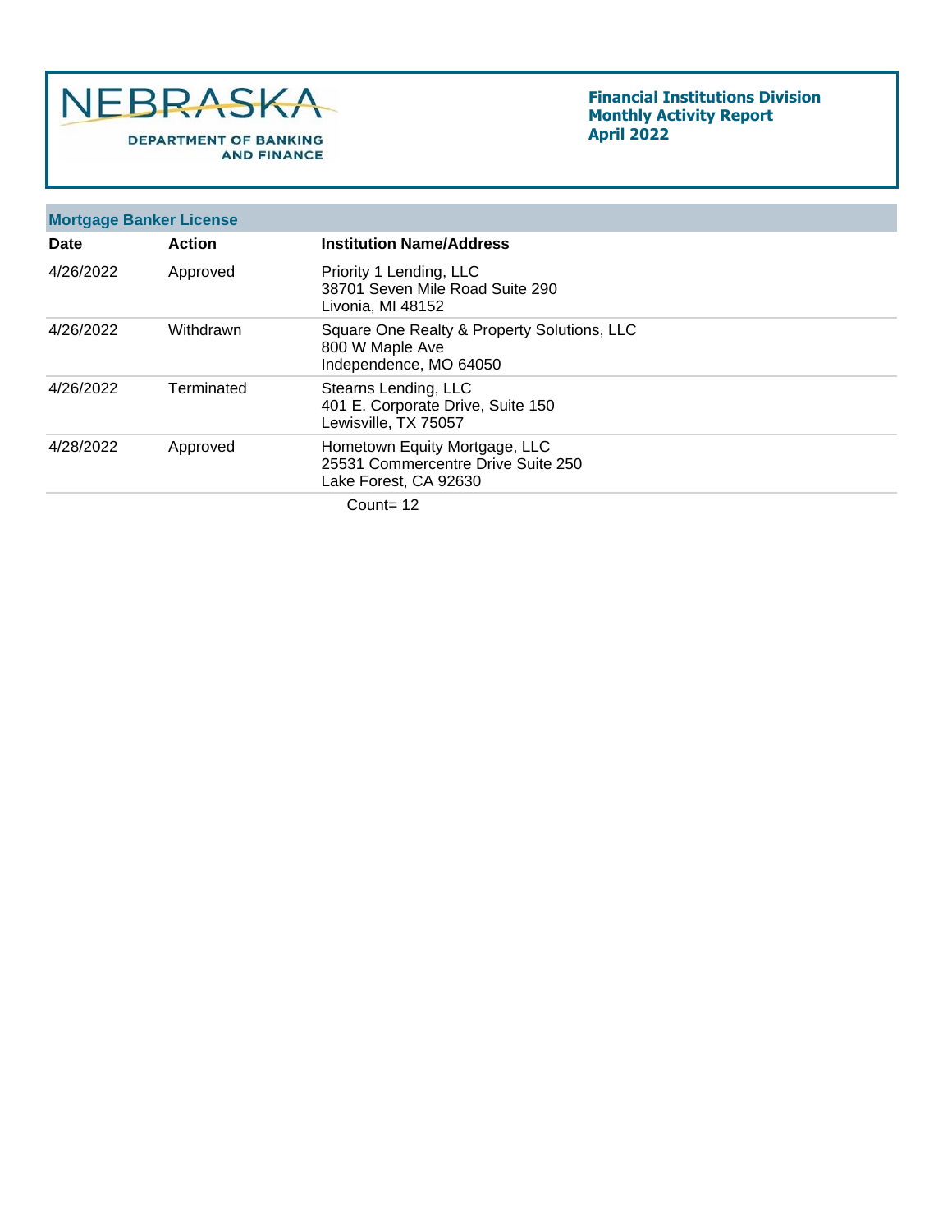## Mortgage Banker License

| Date | Action | Institution Name/Address |
| --- | --- | --- |
| 4/26/2022 | Approved | Priority 1 Lending, LLC<br>38701 Seven Mile Road Suite 290<br>Livonia, MI 48152 |
| 4/26/2022 | Withdrawn | Square One Realty & Property Solutions, LLC<br>800 W Maple Ave<br>Independence, MO 64050 |
| 4/26/2022 | Terminated | Stearns Lending, LLC<br>401 E. Corporate Drive, Suite 150<br>Lewisville, TX 75057 |
| 4/28/2022 | Approved | Hometown Equity Mortgage, LLC<br>25531 Commercentre Drive Suite 250<br>Lake Forest, CA 92630 |

Count= 12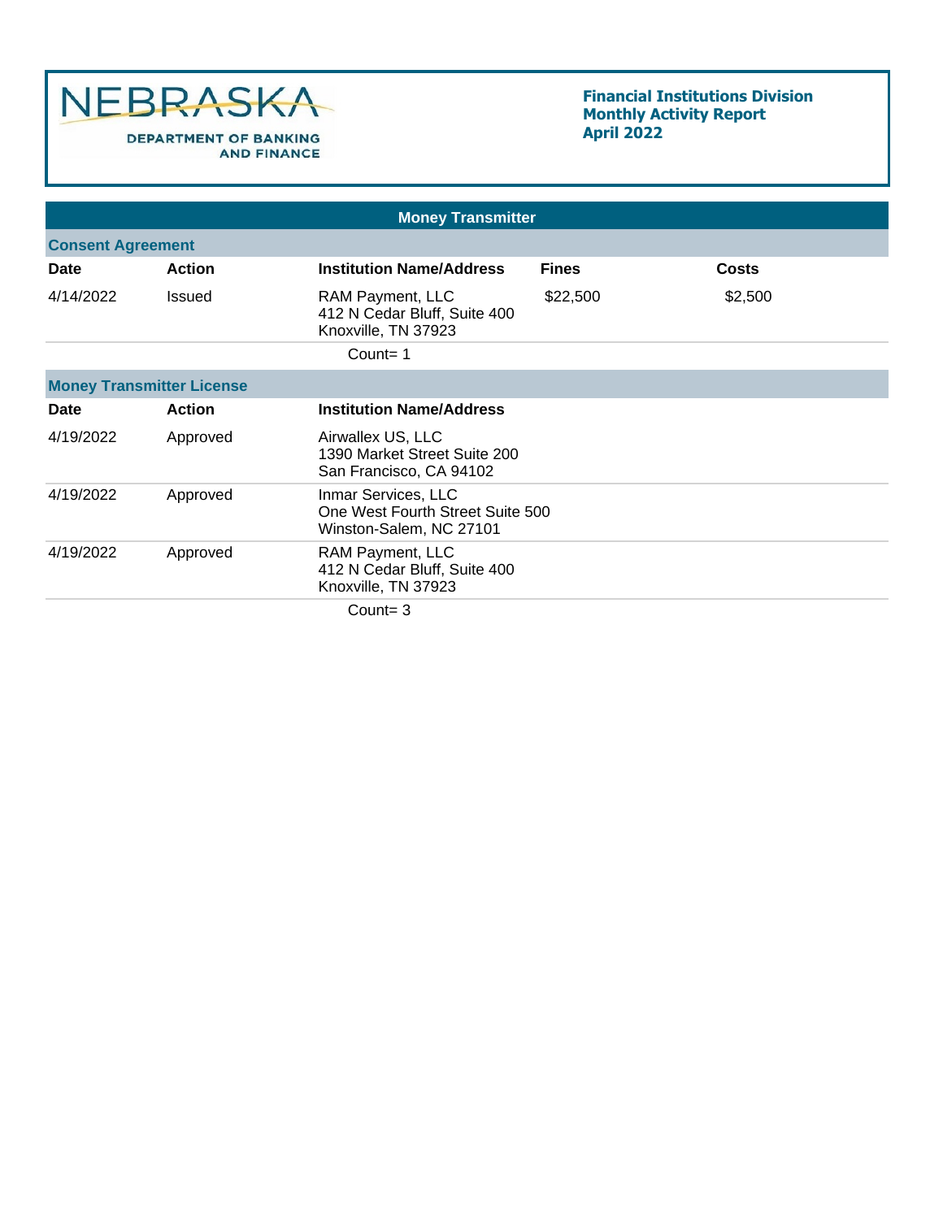NEBRASKA DEPARTMENT OF BANKING AND FINANCE

**Financial Institutions Division**
**Monthly Activity Report**
**April 2022**

## Money Transmitter

### Consent Agreement

| Date | Action | Institution Name/Address | Fines | Costs |
|---|---|---|---|---|
| 4/14/2022 | Issued | RAM Payment, LLC<br>412 N Cedar Bluff, Suite 400<br>Knoxville, TN 37923 | $22,500 | $2,500 |

Count= 1

### Money Transmitter License

| Date | Action | Institution Name/Address |
|---|---|---|
| 4/19/2022 | Approved | Airwallex US, LLC<br>1390 Market Street Suite 200<br>San Francisco, CA 94102 |
| 4/19/2022 | Approved | Inmar Services, LLC<br>One West Fourth Street Suite 500<br>Winston-Salem, NC 27101 |
| 4/19/2022 | Approved | RAM Payment, LLC<br>412 N Cedar Bluff, Suite 400<br>Knoxville, TN 37923 |

Count= 3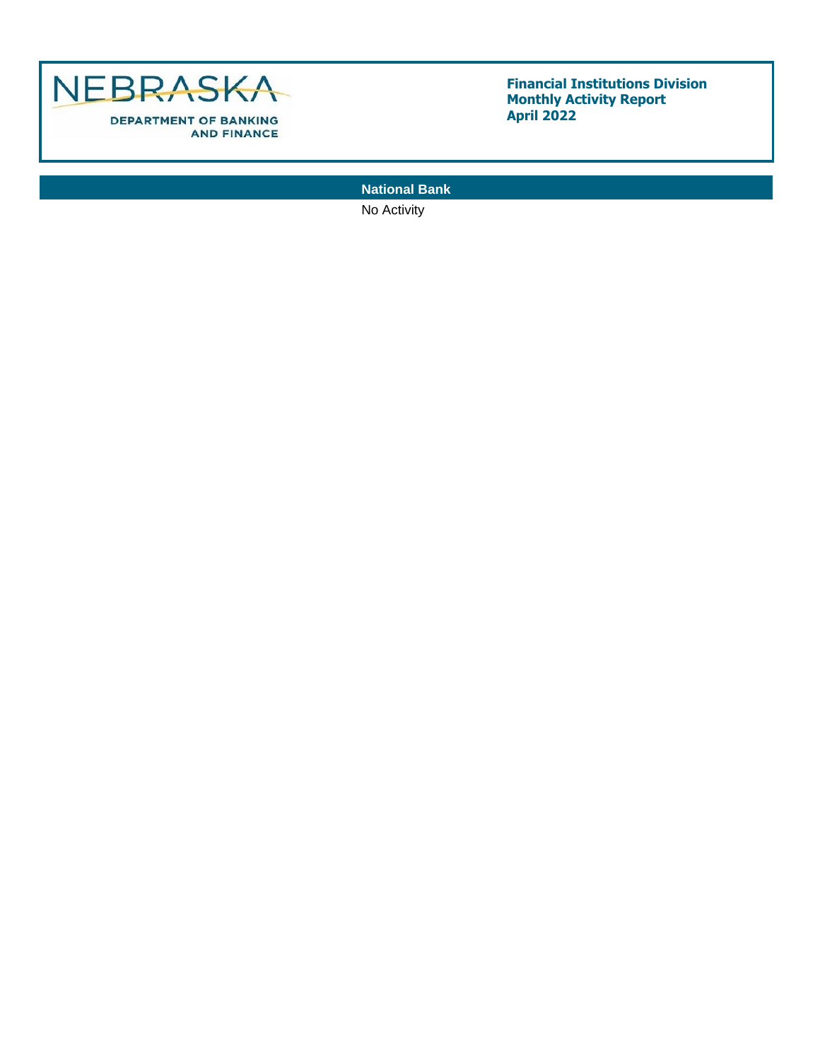NEBRASKA

DEPARTMENT OF BANKING AND FINANCE

**Financial Institutions Division**
**Monthly Activity Report**
**April 2022**

## National Bank

No Activity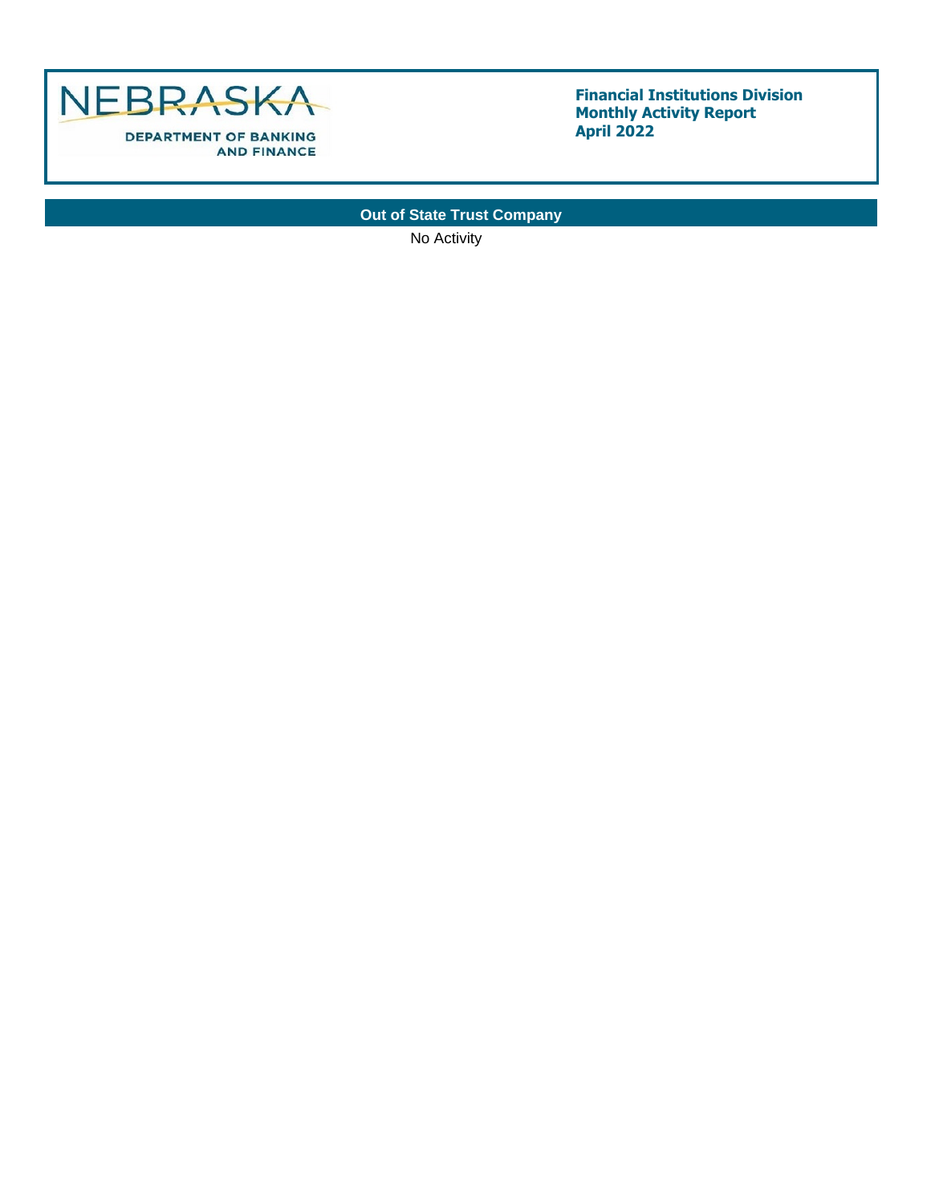NEBRASKA
DEPARTMENT OF BANKING AND FINANCE

**Financial Institutions Division**
**Monthly Activity Report**
**April 2022**

## Out of State Trust Company

No Activity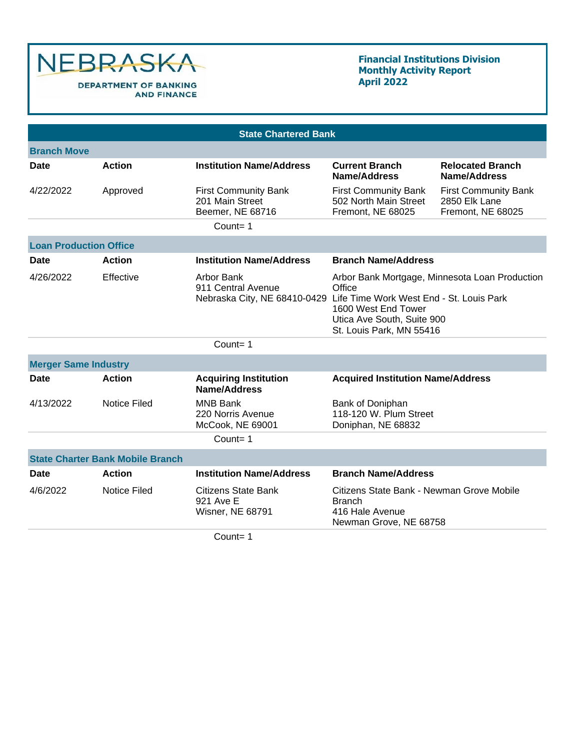NEBRASKA
DEPARTMENT OF BANKING AND FINANCE

**Financial Institutions Division**
**Monthly Activity Report**
**April 2022**

## State Chartered Bank

### Branch Move

| Date | Action | Institution Name/Address | Current Branch Name/Address | Relocated Branch Name/Address |
|---|---|---|---|---|
| 4/22/2022 | Approved | First Community Bank<br>201 Main Street<br>Beemer, NE 68716 | First Community Bank<br>502 North Main Street<br>Fremont, NE 68025 | First Community Bank<br>2850 Elk Lane<br>Fremont, NE 68025 |

Count= 1

### Loan Production Office

| Date | Action | Institution Name/Address | Branch Name/Address |
|---|---|---|---|
| 4/26/2022 | Effective | Arbor Bank<br>911 Central Avenue<br>Nebraska City, NE 68410-0429 | Arbor Bank Mortgage, Minnesota Loan Production Office<br>Life Time Work West End - St. Louis Park<br>1600 West End Tower<br>Utica Ave South, Suite 900<br>St. Louis Park, MN 55416 |

Count= 1

### Merger Same Industry

| Date | Action | Acquiring Institution Name/Address | Acquired Institution Name/Address |
|---|---|---|---|
| 4/13/2022 | Notice Filed | MNB Bank<br>220 Norris Avenue<br>McCook, NE 69001 | Bank of Doniphan<br>118-120 W. Plum Street<br>Doniphan, NE 68832 |

Count= 1

### State Charter Bank Mobile Branch

| Date | Action | Institution Name/Address | Branch Name/Address |
|---|---|---|---|
| 4/6/2022 | Notice Filed | Citizens State Bank<br>921 Ave E<br>Wisner, NE 68791 | Citizens State Bank - Newman Grove Mobile Branch<br>416 Hale Avenue<br>Newman Grove, NE 68758 |

Count= 1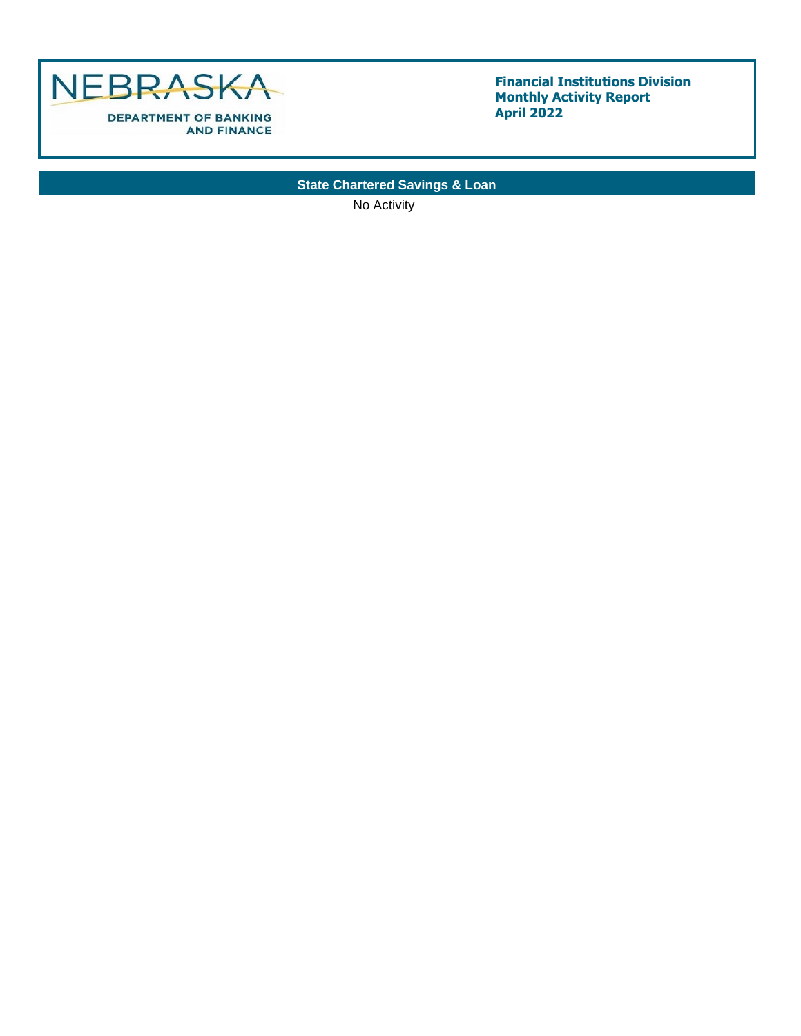NEBRASKA

DEPARTMENT OF BANKING AND FINANCE

**Financial Institutions Division**
**Monthly Activity Report**
**April 2022**

## State Chartered Savings & Loan

No Activity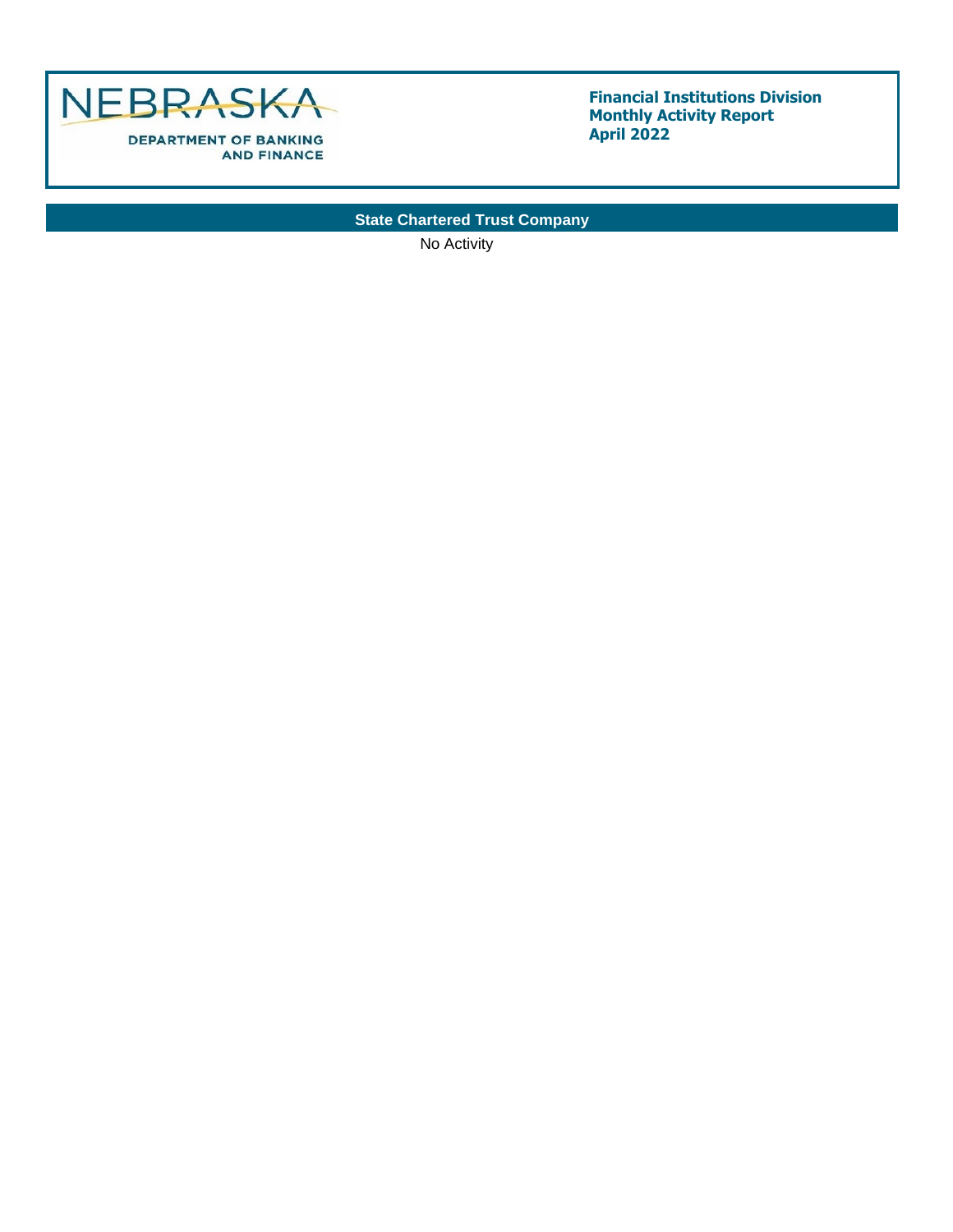NEBRASKA
DEPARTMENT OF BANKING AND FINANCE

**Financial Institutions Division**
**Monthly Activity Report**
**April 2022**

## State Chartered Trust Company

No Activity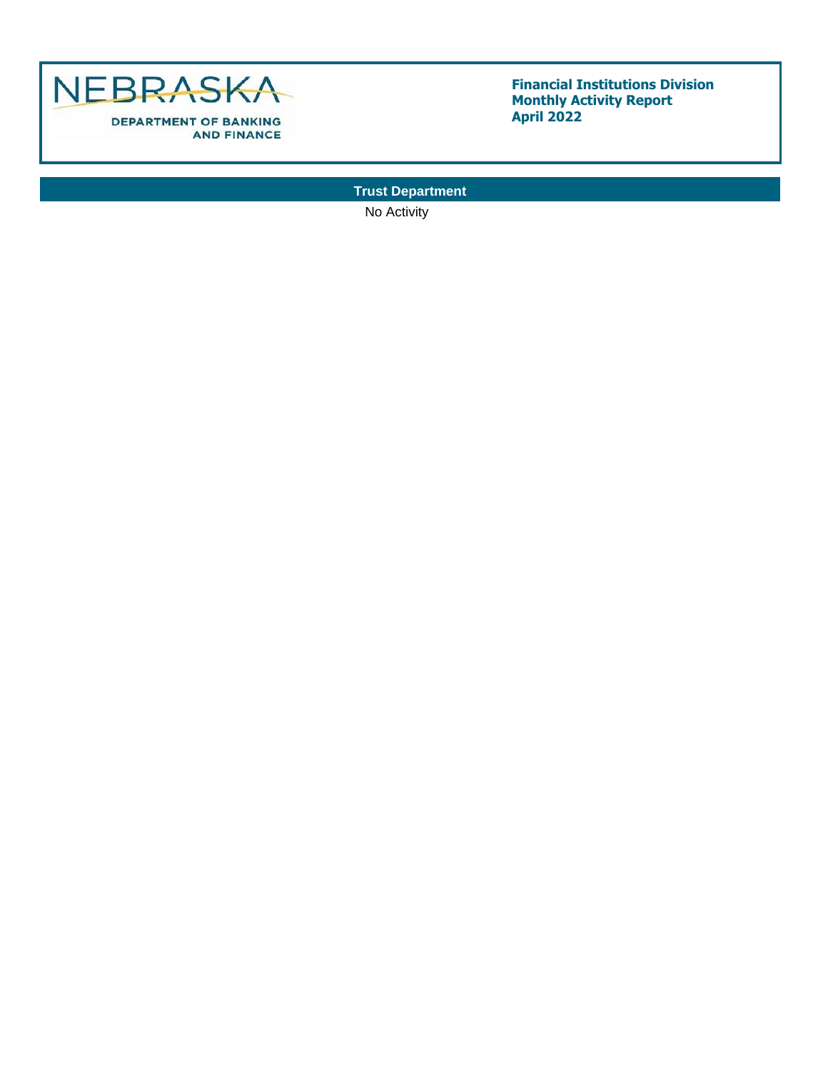NEBRASKA
DEPARTMENT OF BANKING AND FINANCE

**Financial Institutions Division**
**Monthly Activity Report**
**April 2022**

## Trust Department

No Activity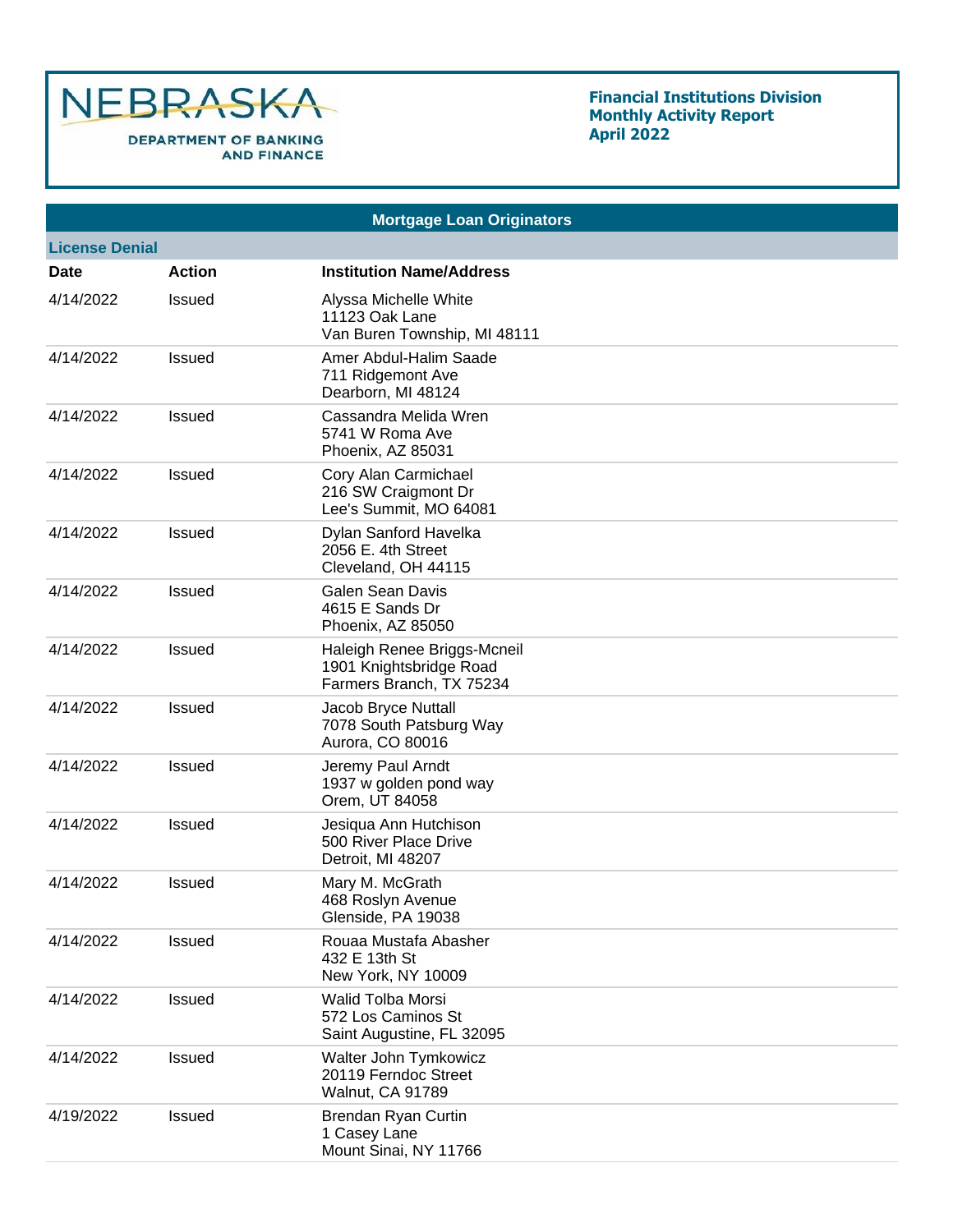# Nebraska Department of Banking and Finance

**Financial Institutions Division**
**Monthly Activity Report**
**April 2022**

## Mortgage Loan Originators

### License Denial

| Date | Action | Institution Name/Address |
|---|---|---|
| 4/14/2022 | Issued | Alyssa Michelle White<br>11123 Oak Lane<br>Van Buren Township, MI 48111 |
| 4/14/2022 | Issued | Amer Abdul-Halim Saade<br>711 Ridgemont Ave<br>Dearborn, MI 48124 |
| 4/14/2022 | Issued | Cassandra Melida Wren<br>5741 W Roma Ave<br>Phoenix, AZ 85031 |
| 4/14/2022 | Issued | Cory Alan Carmichael<br>216 SW Craigmont Dr<br>Lee's Summit, MO 64081 |
| 4/14/2022 | Issued | Dylan Sanford Havelka<br>2056 E. 4th Street<br>Cleveland, OH 44115 |
| 4/14/2022 | Issued | Galen Sean Davis<br>4615 E Sands Dr<br>Phoenix, AZ 85050 |
| 4/14/2022 | Issued | Haleigh Renee Briggs-Mcneil<br>1901 Knightsbridge Road<br>Farmers Branch, TX 75234 |
| 4/14/2022 | Issued | Jacob Bryce Nuttall<br>7078 South Patsburg Way<br>Aurora, CO 80016 |
| 4/14/2022 | Issued | Jeremy Paul Arndt<br>1937 w golden pond way<br>Orem, UT 84058 |
| 4/14/2022 | Issued | Jesiqua Ann Hutchison<br>500 River Place Drive<br>Detroit, MI 48207 |
| 4/14/2022 | Issued | Mary M. McGrath<br>468 Roslyn Avenue<br>Glenside, PA 19038 |
| 4/14/2022 | Issued | Rouaa Mustafa Abasher<br>432 E 13th St<br>New York, NY 10009 |
| 4/14/2022 | Issued | Walid Tolba Morsi<br>572 Los Caminos St<br>Saint Augustine, FL 32095 |
| 4/14/2022 | Issued | Walter John Tymkowicz<br>20119 Ferndoc Street<br>Walnut, CA 91789 |
| 4/19/2022 | Issued | Brendan Ryan Curtin<br>1 Casey Lane<br>Mount Sinai, NY 11766 |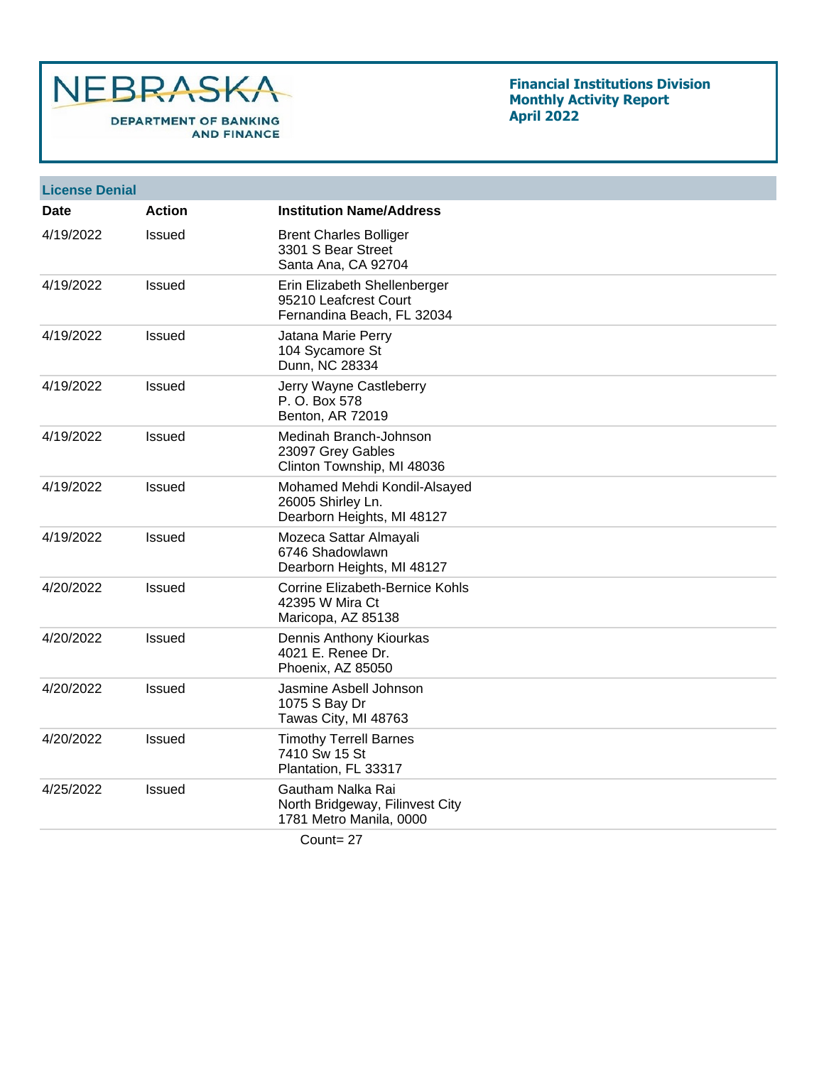NEBRASKA DEPARTMENT OF BANKING AND FINANCE

**Financial Institutions Division**
**Monthly Activity Report**
**April 2022**

## License Denial

| Date | Action | Institution Name/Address |
|---|---|---|
| 4/19/2022 | Issued | Brent Charles Bolliger<br>3301 S Bear Street<br>Santa Ana, CA 92704 |
| 4/19/2022 | Issued | Erin Elizabeth Shellenberger<br>95210 Leafcrest Court<br>Fernandina Beach, FL 32034 |
| 4/19/2022 | Issued | Jatana Marie Perry<br>104 Sycamore St<br>Dunn, NC 28334 |
| 4/19/2022 | Issued | Jerry Wayne Castleberry<br>P. O. Box 578<br>Benton, AR 72019 |
| 4/19/2022 | Issued | Medinah Branch-Johnson<br>23097 Grey Gables<br>Clinton Township, MI 48036 |
| 4/19/2022 | Issued | Mohamed Mehdi Kondil-Alsayed<br>26005 Shirley Ln.<br>Dearborn Heights, MI 48127 |
| 4/19/2022 | Issued | Mozeca Sattar Almayali<br>6746 Shadowlawn<br>Dearborn Heights, MI 48127 |
| 4/20/2022 | Issued | Corrine Elizabeth-Bernice Kohls<br>42395 W Mira Ct<br>Maricopa, AZ 85138 |
| 4/20/2022 | Issued | Dennis Anthony Kiourkas<br>4021 E. Renee Dr.<br>Phoenix, AZ 85050 |
| 4/20/2022 | Issued | Jasmine Asbell Johnson<br>1075 S Bay Dr<br>Tawas City, MI 48763 |
| 4/20/2022 | Issued | Timothy Terrell Barnes<br>7410 Sw 15 St<br>Plantation, FL 33317 |
| 4/25/2022 | Issued | Gautham Nalka Rai<br>North Bridgeway, Filinvest City<br>1781 Metro Manila, 0000 |

Count= 27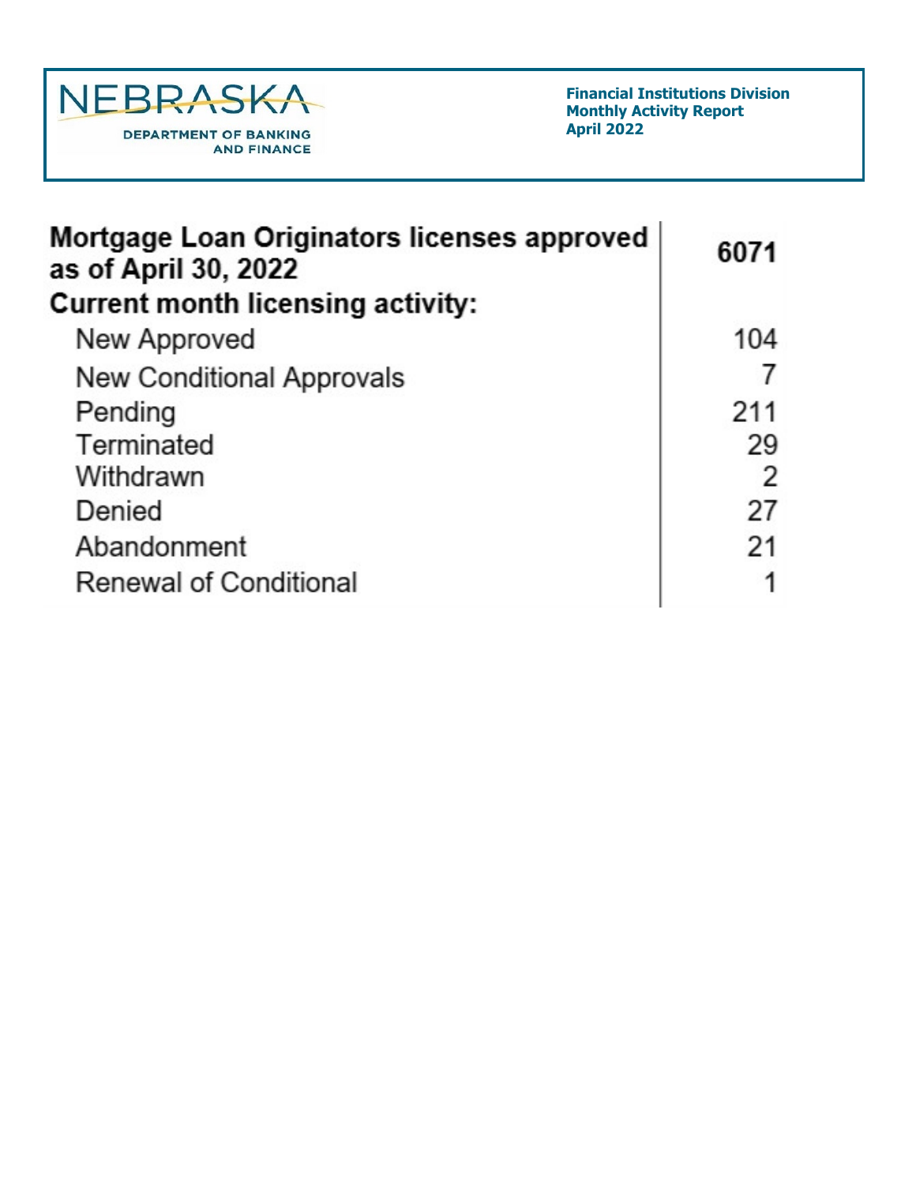NEBRASKA DEPARTMENT OF BANKING AND FINANCE

**Financial Institutions Division**
**Monthly Activity Report**
**April 2022**

| **Mortgage Loan Originators licenses approved as of April 30, 2022** | **6071** |
|---|---|
| **Current month licensing activity:** | |
| New Approved | 104 |
| New Conditional Approvals | 7 |
| Pending | 211 |
| Terminated | 29 |
| Withdrawn | 2 |
| Denied | 27 |
| Abandonment | 21 |
| Renewal of Conditional | 1 |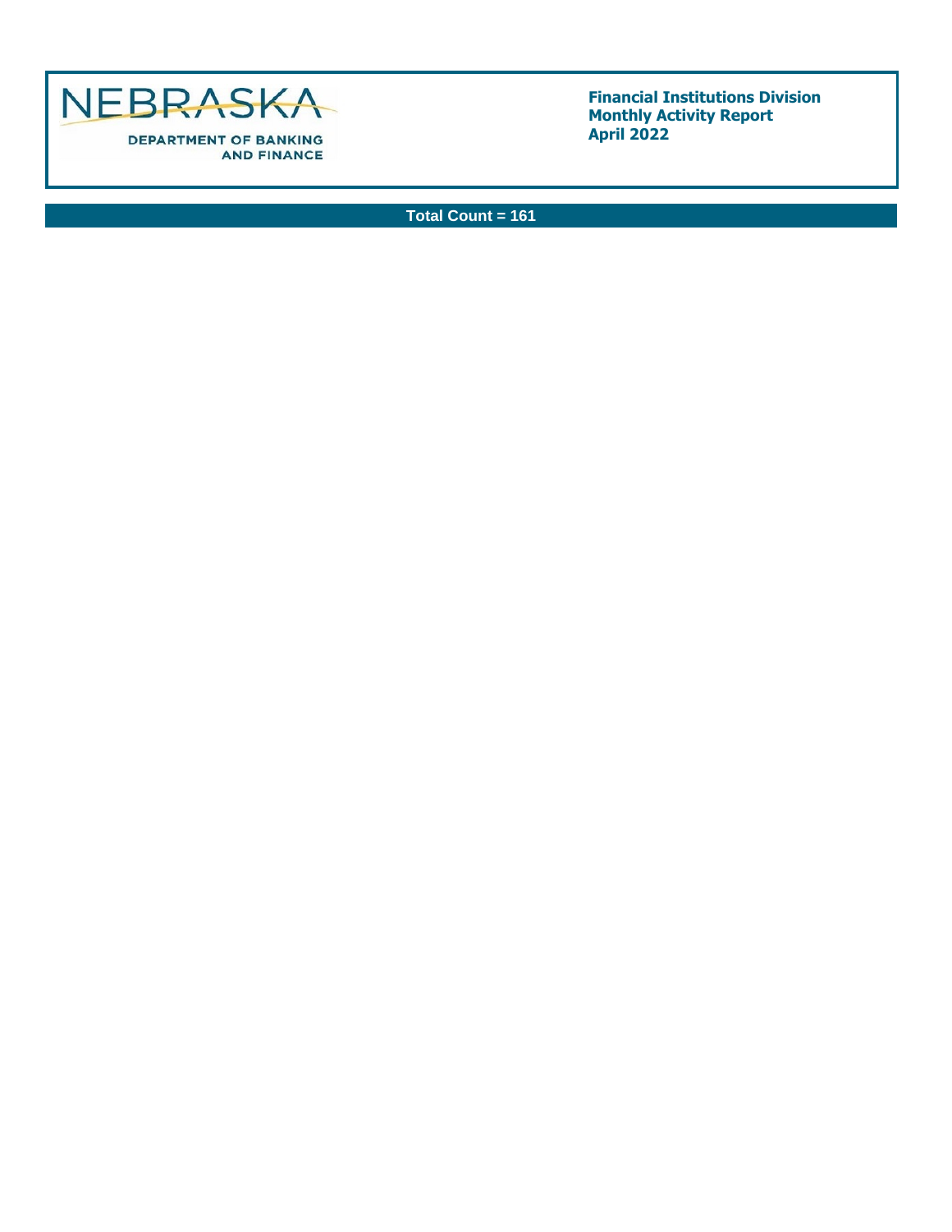NEBRASKA
DEPARTMENT OF BANKING
AND FINANCE

**Financial Institutions Division**
**Monthly Activity Report**
**April 2022**

**Total Count = 161**